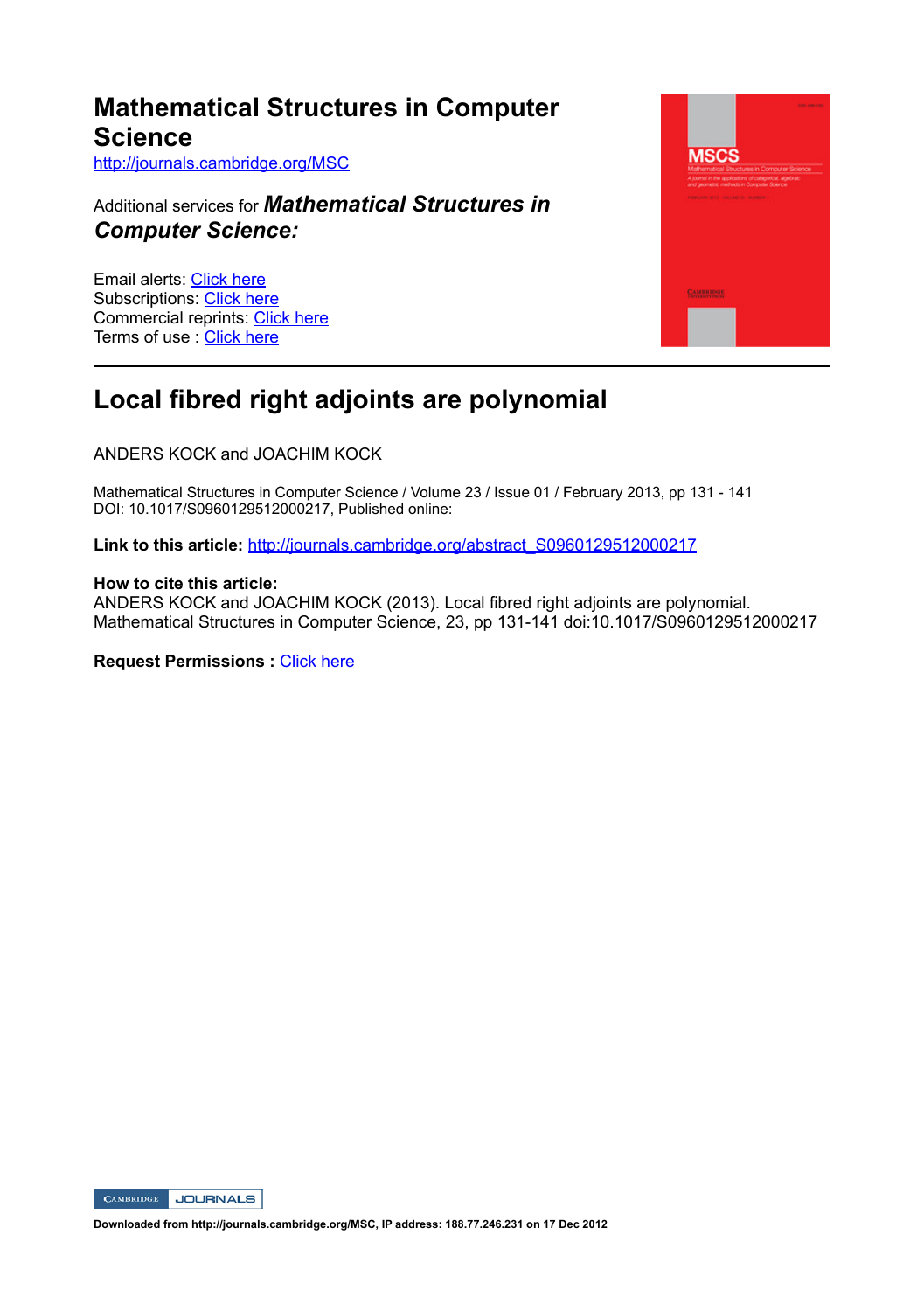# Mathematical Structures in Computer Science

http://journals.cambridge.org/MSC

Additional services for ***Mathematical Structures in Computer Science:***

Email alerts: Click here
Subscriptions: Click here
Commercial reprints: Click here
Terms of use : Click here

## Local fibred right adjoints are polynomial

ANDERS KOCK and JOACHIM KOCK

Mathematical Structures in Computer Science / Volume 23 / Issue 01 / February 2013, pp 131 - 141
DOI: 10.1017/S0960129512000217, Published online:

**Link to this article:** http://journals.cambridge.org/abstract_S0960129512000217

**How to cite this article:**
ANDERS KOCK and JOACHIM KOCK (2013). Local fibred right adjoints are polynomial. Mathematical Structures in Computer Science, 23, pp 131-141 doi:10.1017/S0960129512000217

**Request Permissions :** Click here

Downloaded from http://journals.cambridge.org/MSC, IP address: 188.77.246.231 on 17 Dec 2012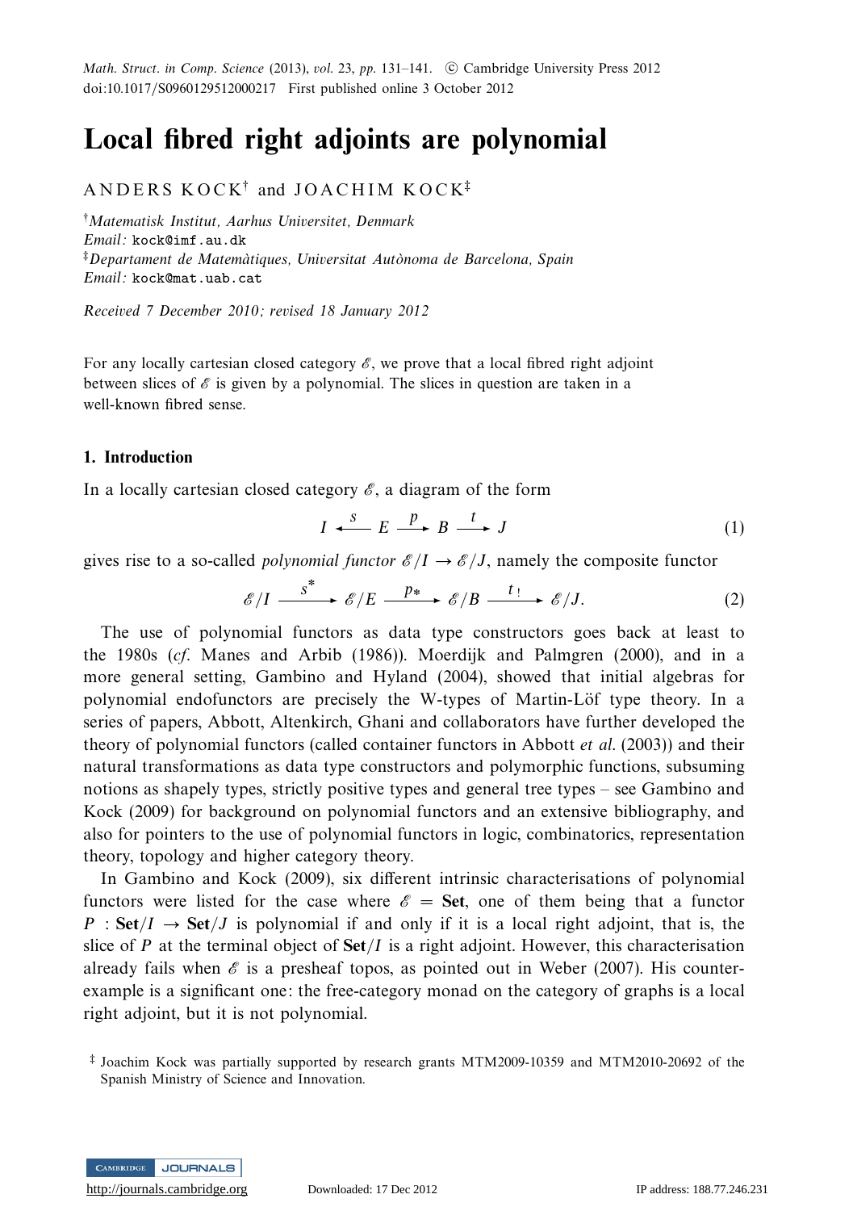Math. Struct. in Comp. Science (2013), vol. 23, pp. 131–141. © Cambridge University Press 2012
doi:10.1017/S0960129512000217 First published online 3 October 2012

# Local fibred right adjoints are polynomial

ANDERS KOCK[†] and JOACHIM KOCK[‡]

[†]*Matematisk Institut, Aarhus Universitet, Denmark*
*Email:* kock@imf.au.dk
[‡]*Departament de Matemàtiques, Universitat Autònoma de Barcelona, Spain*
*Email:* kock@mat.uab.cat

*Received 7 December 2010; revised 18 January 2012*

For any locally cartesian closed category $\mathscr{E}$, we prove that a local fibred right adjoint between slices of $\mathscr{E}$ is given by a polynomial. The slices in question are taken in a well-known fibred sense.

## 1. Introduction

In a locally cartesian closed category $\mathscr{E}$, a diagram of the form

$$I \xleftarrow{\;s\;} E \xrightarrow{\;p\;} B \xrightarrow{\;t\;} J \tag{1}$$

gives rise to a so-called *polynomial functor* $\mathscr{E}/I \to \mathscr{E}/J$, namely the composite functor

$$\mathscr{E}/I \xrightarrow{\;s^*\;} \mathscr{E}/E \xrightarrow{\;p_*\;} \mathscr{E}/B \xrightarrow{\;t_!\;} \mathscr{E}/J. \tag{2}$$

The use of polynomial functors as data type constructors goes back at least to the 1980s (*cf*. Manes and Arbib (1986)). Moerdijk and Palmgren (2000), and in a more general setting, Gambino and Hyland (2004), showed that initial algebras for polynomial endofunctors are precisely the W-types of Martin-Löf type theory. In a series of papers, Abbott, Altenkirch, Ghani and collaborators have further developed the theory of polynomial functors (called container functors in Abbott *et al*. (2003)) and their natural transformations as data type constructors and polymorphic functions, subsuming notions as shapely types, strictly positive types and general tree types – see Gambino and Kock (2009) for background on polynomial functors and an extensive bibliography, and also for pointers to the use of polynomial functors in logic, combinatorics, representation theory, topology and higher category theory.

In Gambino and Kock (2009), six different intrinsic characterisations of polynomial functors were listed for the case where $\mathscr{E} = \mathbf{Set}$, one of them being that a functor $P : \mathbf{Set}/I \to \mathbf{Set}/J$ is polynomial if and only if it is a local right adjoint, that is, the slice of $P$ at the terminal object of $\mathbf{Set}/I$ is a right adjoint. However, this characterisation already fails when $\mathscr{E}$ is a presheaf topos, as pointed out in Weber (2007). His counter-example is a significant one: the free-category monad on the category of graphs is a local right adjoint, but it is not polynomial.

[‡] Joachim Kock was partially supported by research grants MTM2009-10359 and MTM2010-20692 of the Spanish Ministry of Science and Innovation.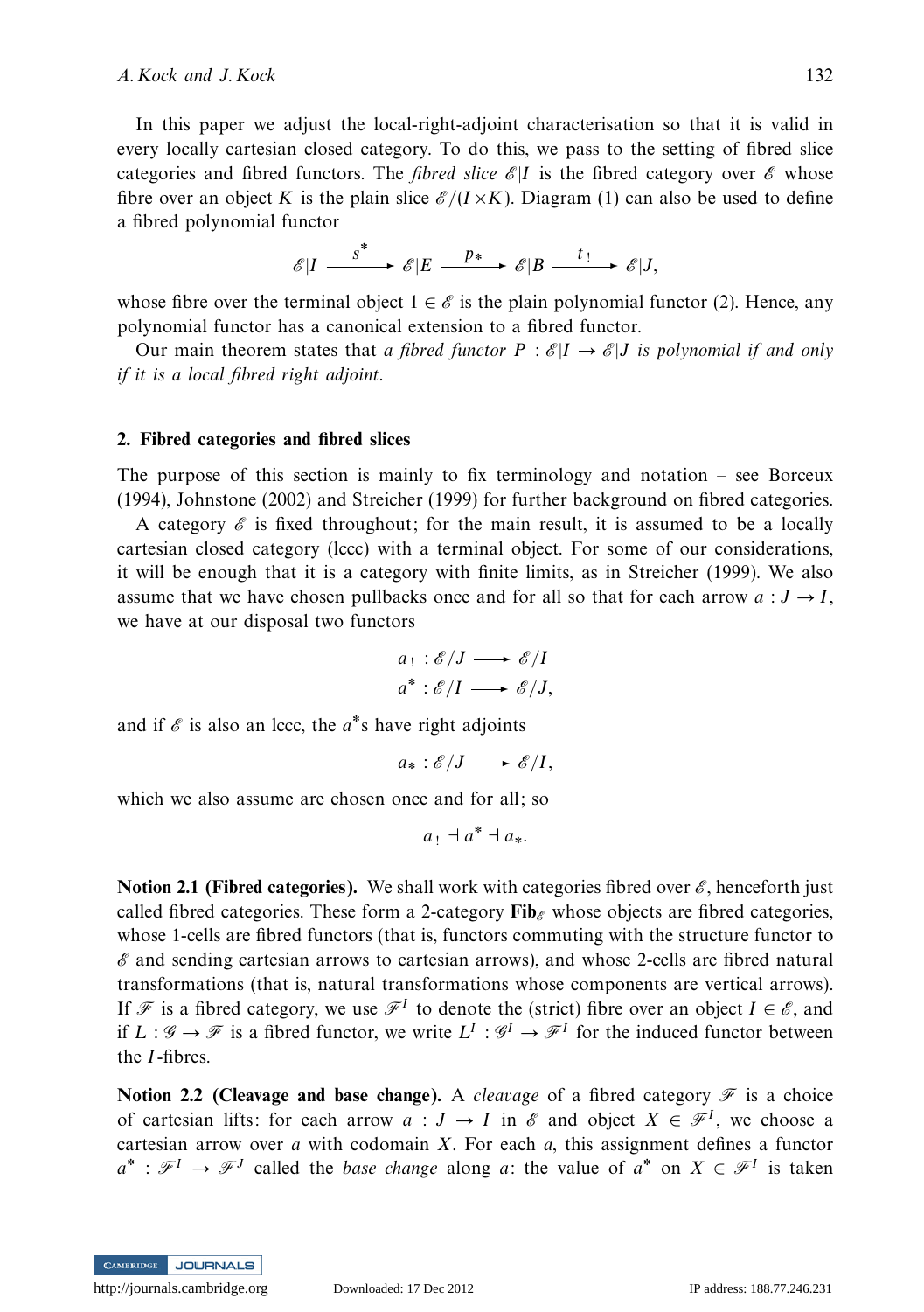In this paper we adjust the local-right-adjoint characterisation so that it is valid in every locally cartesian closed category. To do this, we pass to the setting of fibred slice categories and fibred functors. The *fibred slice* $\mathscr{E}|I$ is the fibred category over $\mathscr{E}$ whose fibre over an object $K$ is the plain slice $\mathscr{E}/(I \times K)$. Diagram (1) can also be used to define a fibred polynomial functor

$$\mathscr{E}|I \xrightarrow{\ s^*\ } \mathscr{E}|E \xrightarrow{\ p_*\ } \mathscr{E}|B \xrightarrow{\ t_!\ } \mathscr{E}|J,$$

whose fibre over the terminal object $1 \in \mathscr{E}$ is the plain polynomial functor (2). Hence, any polynomial functor has a canonical extension to a fibred functor.

Our main theorem states that *a fibred functor $P : \mathscr{E}|I \to \mathscr{E}|J$ is polynomial if and only if it is a local fibred right adjoint*.

## 2. Fibred categories and fibred slices

The purpose of this section is mainly to fix terminology and notation – see Borceux (1994), Johnstone (2002) and Streicher (1999) for further background on fibred categories.

A category $\mathscr{E}$ is fixed throughout; for the main result, it is assumed to be a locally cartesian closed category (lccc) with a terminal object. For some of our considerations, it will be enough that it is a category with finite limits, as in Streicher (1999). We also assume that we have chosen pullbacks once and for all so that for each arrow $a : J \to I$, we have at our disposal two functors

$$a_! : \mathscr{E}/J \longrightarrow \mathscr{E}/I$$
$$a^* : \mathscr{E}/I \longrightarrow \mathscr{E}/J,$$

and if $\mathscr{E}$ is also an lccc, the $a^*$s have right adjoints

$$a_* : \mathscr{E}/J \longrightarrow \mathscr{E}/I,$$

which we also assume are chosen once and for all; so

$$a_! \dashv a^* \dashv a_*.$$

**Notion 2.1 (Fibred categories).** We shall work with categories fibred over $\mathscr{E}$, henceforth just called fibred categories. These form a 2-category $\mathbf{Fib}_{\mathscr{E}}$ whose objects are fibred categories, whose 1-cells are fibred functors (that is, functors commuting with the structure functor to $\mathscr{E}$ and sending cartesian arrows to cartesian arrows), and whose 2-cells are fibred natural transformations (that is, natural transformations whose components are vertical arrows). If $\mathscr{F}$ is a fibred category, we use $\mathscr{F}^I$ to denote the (strict) fibre over an object $I \in \mathscr{E}$, and if $L : \mathscr{G} \to \mathscr{F}$ is a fibred functor, we write $L^I : \mathscr{G}^I \to \mathscr{F}^I$ for the induced functor between the $I$-fibres.

**Notion 2.2 (Cleavage and base change).** A *cleavage* of a fibred category $\mathscr{F}$ is a choice of cartesian lifts: for each arrow $a : J \to I$ in $\mathscr{E}$ and object $X \in \mathscr{F}^I$, we choose a cartesian arrow over $a$ with codomain $X$. For each $a$, this assignment defines a functor $a^* : \mathscr{F}^I \to \mathscr{F}^J$ called the *base change* along $a$: the value of $a^*$ on $X \in \mathscr{F}^I$ is taken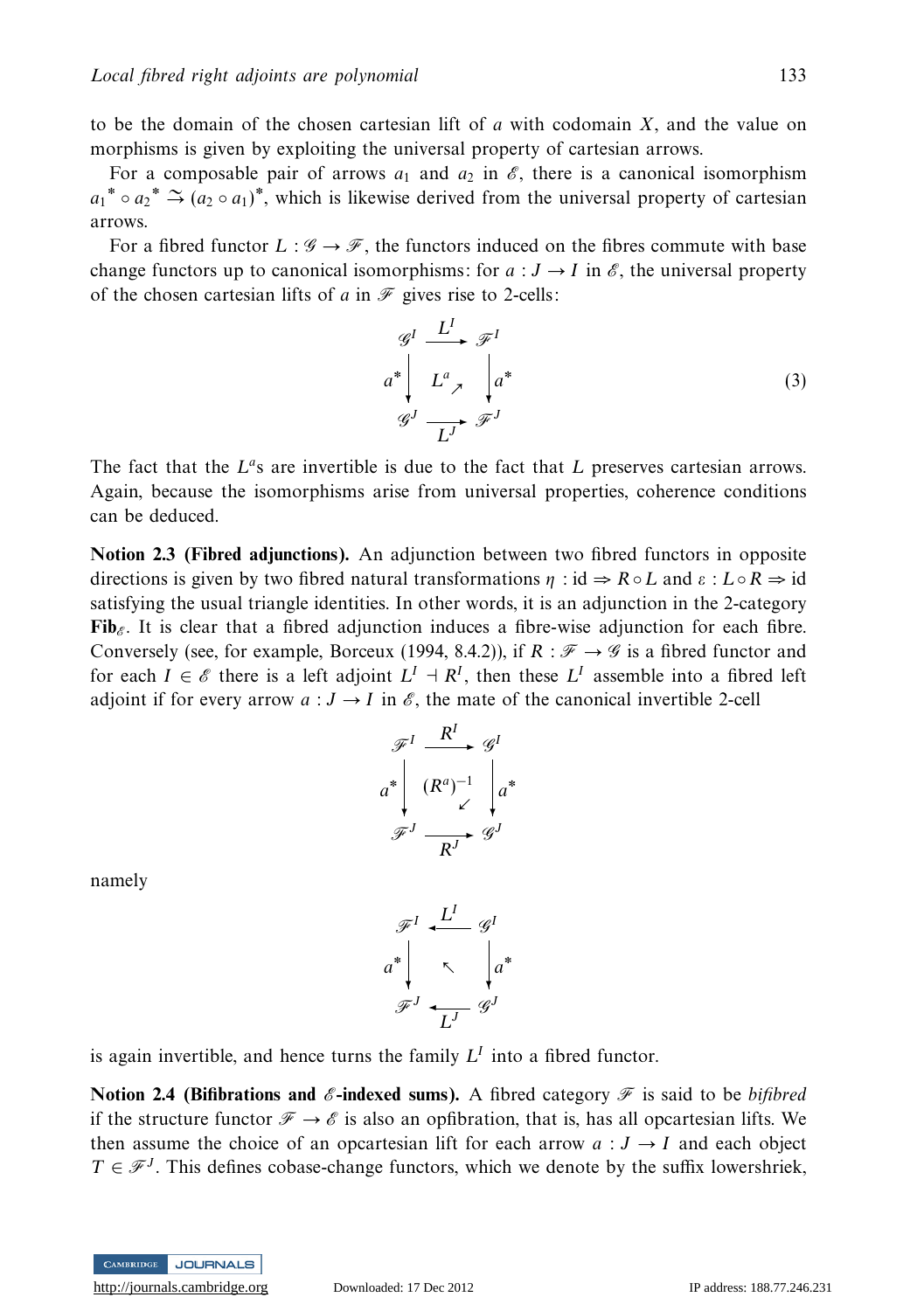to be the domain of the chosen cartesian lift of $a$ with codomain $X$, and the value on morphisms is given by exploiting the universal property of cartesian arrows.

For a composable pair of arrows $a_1$ and $a_2$ in $\mathscr{E}$, there is a canonical isomorphism ${a_1}^* \circ {a_2}^* \xrightarrow{\sim} (a_2 \circ a_1)^*$, which is likewise derived from the universal property of cartesian arrows.

For a fibred functor $L : \mathscr{G} \to \mathscr{F}$, the functors induced on the fibres commute with base change functors up to canonical isomorphisms: for $a : J \to I$ in $\mathscr{E}$, the universal property of the chosen cartesian lifts of $a$ in $\mathscr{F}$ gives rise to 2-cells:

$$\begin{array}{ccc} \mathscr{G}^I & \xrightarrow{L^I} & \mathscr{F}^I \\ {\scriptstyle a^*}\downarrow & L^a \nearrow & \downarrow{\scriptstyle a^*} \\ \mathscr{G}^J & \xrightarrow[L^J]{} & \mathscr{F}^J \end{array} \tag{3}$$

The fact that the $L^a$s are invertible is due to the fact that $L$ preserves cartesian arrows. Again, because the isomorphisms arise from universal properties, coherence conditions can be deduced.

**Notion 2.3 (Fibred adjunctions).** An adjunction between two fibred functors in opposite directions is given by two fibred natural transformations $\eta : \mathrm{id} \Rightarrow R \circ L$ and $\varepsilon : L \circ R \Rightarrow \mathrm{id}$ satisfying the usual triangle identities. In other words, it is an adjunction in the 2-category $\mathbf{Fib}_{\mathscr{E}}$. It is clear that a fibred adjunction induces a fibre-wise adjunction for each fibre. Conversely (see, for example, Borceux (1994, 8.4.2)), if $R : \mathscr{F} \to \mathscr{G}$ is a fibred functor and for each $I \in \mathscr{E}$ there is a left adjoint $L^I \dashv R^I$, then these $L^I$ assemble into a fibred left adjoint if for every arrow $a : J \to I$ in $\mathscr{E}$, the mate of the canonical invertible 2-cell

$$\begin{array}{ccc} \mathscr{F}^I & \xrightarrow{R^I} & \mathscr{G}^I \\ {\scriptstyle a^*}\downarrow & (R^a)^{-1} \swarrow & \downarrow{\scriptstyle a^*} \\ \mathscr{F}^J & \xrightarrow[R^J]{} & \mathscr{G}^J \end{array}$$

namely

$$\begin{array}{ccc} \mathscr{F}^I & \xleftarrow{L^I} & \mathscr{G}^I \\ {\scriptstyle a^*}\downarrow & \nwarrow & \downarrow{\scriptstyle a^*} \\ \mathscr{F}^J & \xleftarrow[L^J]{} & \mathscr{G}^J \end{array}$$

is again invertible, and hence turns the family $L^I$ into a fibred functor.

**Notion 2.4 (Bifibrations and $\mathscr{E}$-indexed sums).** A fibred category $\mathscr{F}$ is said to be *bifibred* if the structure functor $\mathscr{F} \to \mathscr{E}$ is also an opfibration, that is, has all opcartesian lifts. We then assume the choice of an opcartesian lift for each arrow $a : J \to I$ and each object $T \in \mathscr{F}^J$. This defines cobase-change functors, which we denote by the suffix lowershriek,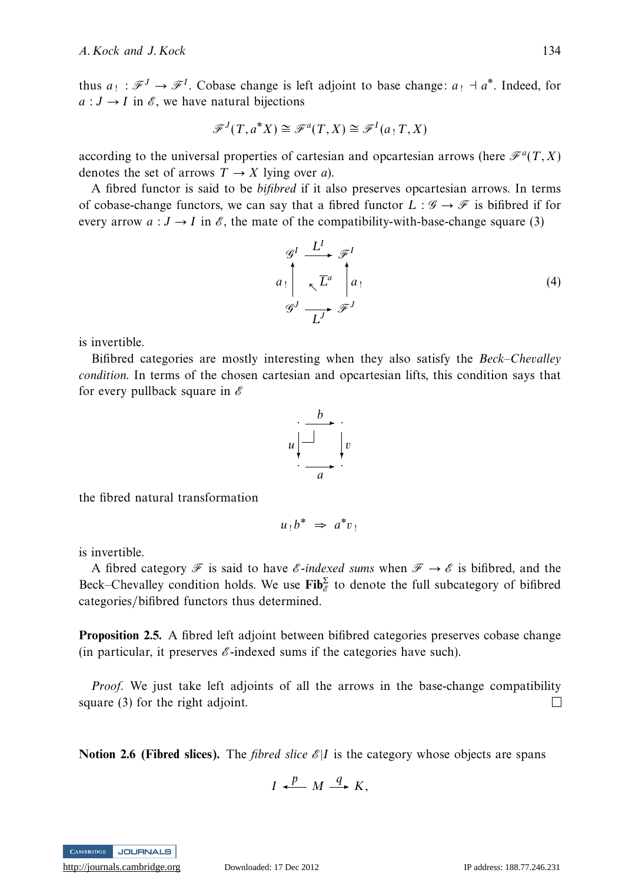thus $a_! : \mathscr{F}^J \to \mathscr{F}^I$. Cobase change is left adjoint to base change: $a_! \dashv a^*$. Indeed, for $a : J \to I$ in $\mathscr{E}$, we have natural bijections

$$\mathscr{F}^J(T, a^*X) \cong \mathscr{F}^a(T, X) \cong \mathscr{F}^I(a_! T, X)$$

according to the universal properties of cartesian and opcartesian arrows (here $\mathscr{F}^a(T, X)$ denotes the set of arrows $T \to X$ lying over $a$).

A fibred functor is said to be *bifibred* if it also preserves opcartesian arrows. In terms of cobase-change functors, we can say that a fibred functor $L : \mathscr{G} \to \mathscr{F}$ is bifibred if for every arrow $a : J \to I$ in $\mathscr{E}$, the mate of the compatibility-with-base-change square (3)

$$\begin{array}{ccc} \mathscr{G}^I & \xrightarrow{L^I} & \mathscr{F}^I \\ {\scriptstyle a_!}\uparrow & \nwarrow \overline{L}^a & \uparrow{\scriptstyle a_!} \\ \mathscr{G}^J & \xrightarrow[L^J]{} & \mathscr{F}^J \end{array} \tag{4}$$

is invertible.

Bifibred categories are mostly interesting when they also satisfy the *Beck–Chevalley condition*. In terms of the chosen cartesian and opcartesian lifts, this condition says that for every pullback square in $\mathscr{E}$

$$\begin{array}{ccc} \cdot & \xrightarrow{b} & \cdot \\ {\scriptstyle u}\downarrow & \lrcorner & \downarrow{\scriptstyle v} \\ \cdot & \xrightarrow[a]{} & \cdot \end{array}$$

the fibred natural transformation

$$u_! b^* \;\Rightarrow\; a^* v_!$$

is invertible.

A fibred category $\mathscr{F}$ is said to have *$\mathscr{E}$-indexed sums* when $\mathscr{F} \to \mathscr{E}$ is bifibred, and the Beck–Chevalley condition holds. We use $\mathbf{Fib}^{\Sigma}_{\mathscr{E}}$ to denote the full subcategory of bifibred categories/bifibred functors thus determined.

**Proposition 2.5.** A fibred left adjoint between bifibred categories preserves cobase change (in particular, it preserves $\mathscr{E}$-indexed sums if the categories have such).

*Proof.* We just take left adjoints of all the arrows in the base-change compatibility square (3) for the right adjoint. ☐

**Notion 2.6 (Fibred slices).** The *fibred slice* $\mathscr{E}|I$ is the category whose objects are spans

$$I \xleftarrow{p} M \xrightarrow{q} K,$$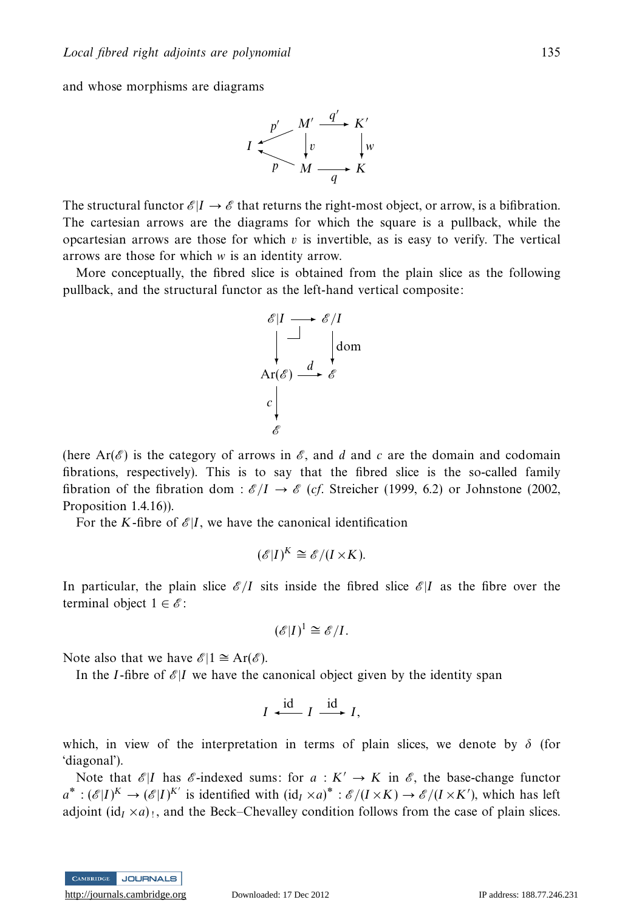and whose morphisms are diagrams

$$
\begin{array}{ccccc}
 & & M' & \xrightarrow{q'} & K' \\
 & \overset{p'}{\swarrow} & \downarrow{\scriptstyle v} & & \downarrow{\scriptstyle w} \\
I & \underset{p}{\nwarrow} & M & \xrightarrow[q]{} & K
\end{array}
$$

The structural functor $\mathscr{E}|I \to \mathscr{E}$ that returns the right-most object, or arrow, is a bifibration. The cartesian arrows are the diagrams for which the square is a pullback, while the opcartesian arrows are those for which $v$ is invertible, as is easy to verify. The vertical arrows are those for which $w$ is an identity arrow.

More conceptually, the fibred slice is obtained from the plain slice as the following pullback, and the structural functor as the left-hand vertical composite:

$$
\begin{array}{ccc}
\mathscr{E}|I & \longrightarrow & \mathscr{E}/I \\
\downarrow & \lrcorner & \downarrow{\scriptstyle \mathrm{dom}} \\
\mathrm{Ar}(\mathscr{E}) & \xrightarrow{d} & \mathscr{E} \\
{\scriptstyle c}\downarrow & & \\
\mathscr{E} & &
\end{array}
$$

(here $\mathrm{Ar}(\mathscr{E})$ is the category of arrows in $\mathscr{E}$, and $d$ and $c$ are the domain and codomain fibrations, respectively). This is to say that the fibred slice is the so-called family fibration of the fibration $\mathrm{dom} : \mathscr{E}/I \to \mathscr{E}$ (*cf.* Streicher (1999, 6.2) or Johnstone (2002, Proposition 1.4.16)).

For the $K$-fibre of $\mathscr{E}|I$, we have the canonical identification

$$(\mathscr{E}|I)^K \cong \mathscr{E}/(I \times K).$$

In particular, the plain slice $\mathscr{E}/I$ sits inside the fibred slice $\mathscr{E}|I$ as the fibre over the terminal object $1 \in \mathscr{E}$:

$$(\mathscr{E}|I)^1 \cong \mathscr{E}/I.$$

Note also that we have $\mathscr{E}|1 \cong \mathrm{Ar}(\mathscr{E})$.

In the $I$-fibre of $\mathscr{E}|I$ we have the canonical object given by the identity span

$$I \xleftarrow{\mathrm{id}} I \xrightarrow{\mathrm{id}} I,$$

which, in view of the interpretation in terms of plain slices, we denote by $\delta$ (for 'diagonal').

Note that $\mathscr{E}|I$ has $\mathscr{E}$-indexed sums: for $a : K' \to K$ in $\mathscr{E}$, the base-change functor $a^* : (\mathscr{E}|I)^K \to (\mathscr{E}|I)^{K'}$ is identified with $(\mathrm{id}_I \times a)^* : \mathscr{E}/(I \times K) \to \mathscr{E}/(I \times K')$, which has left adjoint $(\mathrm{id}_I \times a)_!$, and the Beck–Chevalley condition follows from the case of plain slices.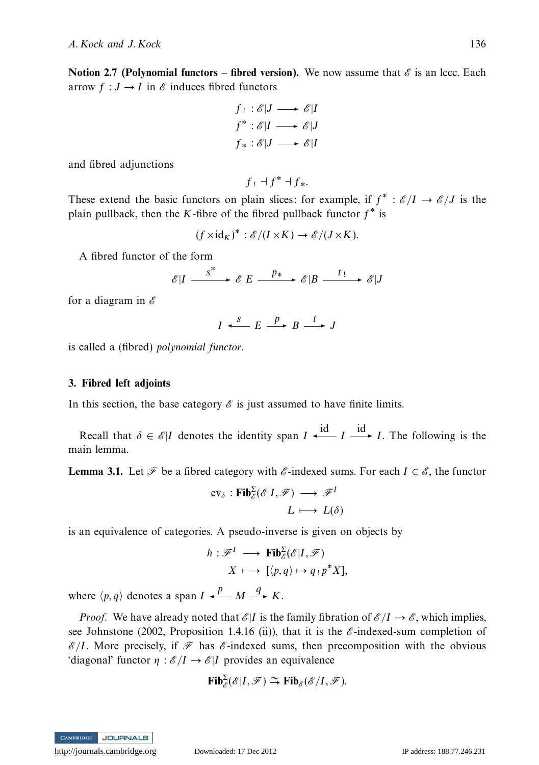**Notion 2.7 (Polynomial functors – fibred version).** We now assume that $\mathscr{E}$ is an lccc. Each arrow $f : J \to I$ in $\mathscr{E}$ induces fibred functors

$$
\begin{aligned}
f_! &: \mathscr{E}|J \longrightarrow \mathscr{E}|I \\
f^* &: \mathscr{E}|I \longrightarrow \mathscr{E}|J \\
f_* &: \mathscr{E}|J \longrightarrow \mathscr{E}|I
\end{aligned}
$$

and fibred adjunctions

$$f_! \dashv f^* \dashv f_*.$$

These extend the basic functors on plain slices: for example, if $f^* : \mathscr{E}/I \to \mathscr{E}/J$ is the plain pullback, then the $K$-fibre of the fibred pullback functor $f^*$ is

$$(f \times \mathrm{id}_K)^* : \mathscr{E}/(I \times K) \to \mathscr{E}/(J \times K).$$

A fibred functor of the form

$$\mathscr{E}|I \xrightarrow{\;s^*\;} \mathscr{E}|E \xrightarrow{\;p_*\;} \mathscr{E}|B \xrightarrow{\;t_!\;} \mathscr{E}|J$$

for a diagram in $\mathscr{E}$

$$I \xleftarrow{\;s\;} E \xrightarrow{\;p\;} B \xrightarrow{\;t\;} J$$

is called a (fibred) *polynomial functor*.

## 3. Fibred left adjoints

In this section, the base category $\mathscr{E}$ is just assumed to have finite limits.

Recall that $\delta \in \mathscr{E}|I$ denotes the identity span $I \xleftarrow{\;\mathrm{id}\;} I \xrightarrow{\;\mathrm{id}\;} I$. The following is the main lemma.

**Lemma 3.1.** Let $\mathscr{F}$ be a fibred category with $\mathscr{E}$-indexed sums. For each $I \in \mathscr{E}$, the functor

$$
\begin{aligned}
\mathrm{ev}_\delta : \mathbf{Fib}^{\Sigma}_{\mathscr{E}}(\mathscr{E}|I, \mathscr{F}) &\longrightarrow \mathscr{F}^I \\
L &\longmapsto L(\delta)
\end{aligned}
$$

is an equivalence of categories. A pseudo-inverse is given on objects by

$$
\begin{aligned}
h : \mathscr{F}^I &\longrightarrow \mathbf{Fib}^{\Sigma}_{\mathscr{E}}(\mathscr{E}|I, \mathscr{F}) \\
X &\longmapsto [\langle p, q\rangle \mapsto q_!\, p^* X],
\end{aligned}
$$

where $\langle p, q\rangle$ denotes a span $I \xleftarrow{\;p\;} M \xrightarrow{\;q\;} K$.

*Proof.* We have already noted that $\mathscr{E}|I$ is the family fibration of $\mathscr{E}/I \to \mathscr{E}$, which implies, see Johnstone (2002, Proposition 1.4.16 (ii)), that it is the $\mathscr{E}$-indexed-sum completion of $\mathscr{E}/I$. More precisely, if $\mathscr{F}$ has $\mathscr{E}$-indexed sums, then precomposition with the obvious 'diagonal' functor $\eta : \mathscr{E}/I \to \mathscr{E}|I$ provides an equivalence

$$\mathbf{Fib}^{\Sigma}_{\mathscr{E}}(\mathscr{E}|I, \mathscr{F}) \xrightarrow{\;\sim\;} \mathbf{Fib}_{\mathscr{E}}(\mathscr{E}/I, \mathscr{F}).$$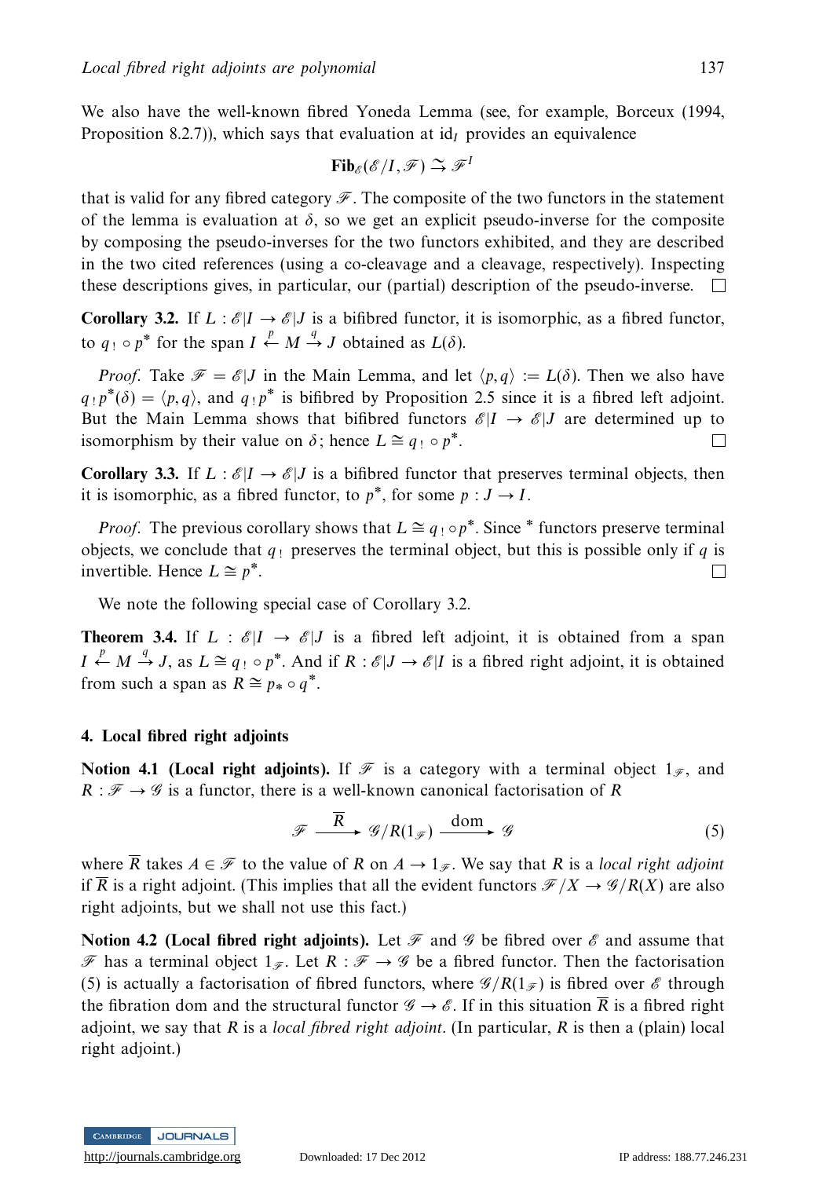We also have the well-known fibred Yoneda Lemma (see, for example, Borceux (1994, Proposition 8.2.7)), which says that evaluation at $\mathrm{id}_I$ provides an equivalence

$$\mathbf{Fib}_{\mathscr{E}}(\mathscr{E}/I, \mathscr{F}) \xrightarrow{\sim} \mathscr{F}^I$$

that is valid for any fibred category $\mathscr{F}$. The composite of the two functors in the statement of the lemma is evaluation at $\delta$, so we get an explicit pseudo-inverse for the composite by composing the pseudo-inverses for the two functors exhibited, and they are described in the two cited references (using a co-cleavage and a cleavage, respectively). Inspecting these descriptions gives, in particular, our (partial) description of the pseudo-inverse. $\square$

**Corollary 3.2.** If $L : \mathscr{E}|I \to \mathscr{E}|J$ is a bifibred functor, it is isomorphic, as a fibred functor, to $q_! \circ p^*$ for the span $I \xleftarrow{p} M \xrightarrow{q} J$ obtained as $L(\delta)$.

*Proof.* Take $\mathscr{F} = \mathscr{E}|J$ in the Main Lemma, and let $\langle p, q \rangle := L(\delta)$. Then we also have $q_! p^*(\delta) = \langle p, q \rangle$, and $q_! p^*$ is bifibred by Proposition 2.5 since it is a fibred left adjoint. But the Main Lemma shows that bifibred functors $\mathscr{E}|I \to \mathscr{E}|J$ are determined up to isomorphism by their value on $\delta$; hence $L \cong q_! \circ p^*$. $\square$

**Corollary 3.3.** If $L : \mathscr{E}|I \to \mathscr{E}|J$ is a bifibred functor that preserves terminal objects, then it is isomorphic, as a fibred functor, to $p^*$, for some $p : J \to I$.

*Proof.* The previous corollary shows that $L \cong q_! \circ p^*$. Since $^*$ functors preserve terminal objects, we conclude that $q_!$ preserves the terminal object, but this is possible only if $q$ is invertible. Hence $L \cong p^*$. $\square$

We note the following special case of Corollary 3.2.

**Theorem 3.4.** If $L : \mathscr{E}|I \to \mathscr{E}|J$ is a fibred left adjoint, it is obtained from a span $I \xleftarrow{p} M \xrightarrow{q} J$, as $L \cong q_! \circ p^*$. And if $R : \mathscr{E}|J \to \mathscr{E}|I$ is a fibred right adjoint, it is obtained from such a span as $R \cong p_* \circ q^*$.

## 4. Local fibred right adjoints

**Notion 4.1 (Local right adjoints).** If $\mathscr{F}$ is a category with a terminal object $1_{\mathscr{F}}$, and $R : \mathscr{F} \to \mathscr{G}$ is a functor, there is a well-known canonical factorisation of $R$

$$\mathscr{F} \xrightarrow{\overline{R}} \mathscr{G}/R(1_{\mathscr{F}}) \xrightarrow{\mathrm{dom}} \mathscr{G} \tag{5}$$

where $\overline{R}$ takes $A \in \mathscr{F}$ to the value of $R$ on $A \to 1_{\mathscr{F}}$. We say that $R$ is a *local right adjoint* if $\overline{R}$ is a right adjoint. (This implies that all the evident functors $\mathscr{F}/X \to \mathscr{G}/R(X)$ are also right adjoints, but we shall not use this fact.)

**Notion 4.2 (Local fibred right adjoints).** Let $\mathscr{F}$ and $\mathscr{G}$ be fibred over $\mathscr{E}$ and assume that $\mathscr{F}$ has a terminal object $1_{\mathscr{F}}$. Let $R : \mathscr{F} \to \mathscr{G}$ be a fibred functor. Then the factorisation (5) is actually a factorisation of fibred functors, where $\mathscr{G}/R(1_{\mathscr{F}})$ is fibred over $\mathscr{E}$ through the fibration dom and the structural functor $\mathscr{G} \to \mathscr{E}$. If in this situation $\overline{R}$ is a fibred right adjoint, we say that $R$ is a *local fibred right adjoint*. (In particular, $R$ is then a (plain) local right adjoint.)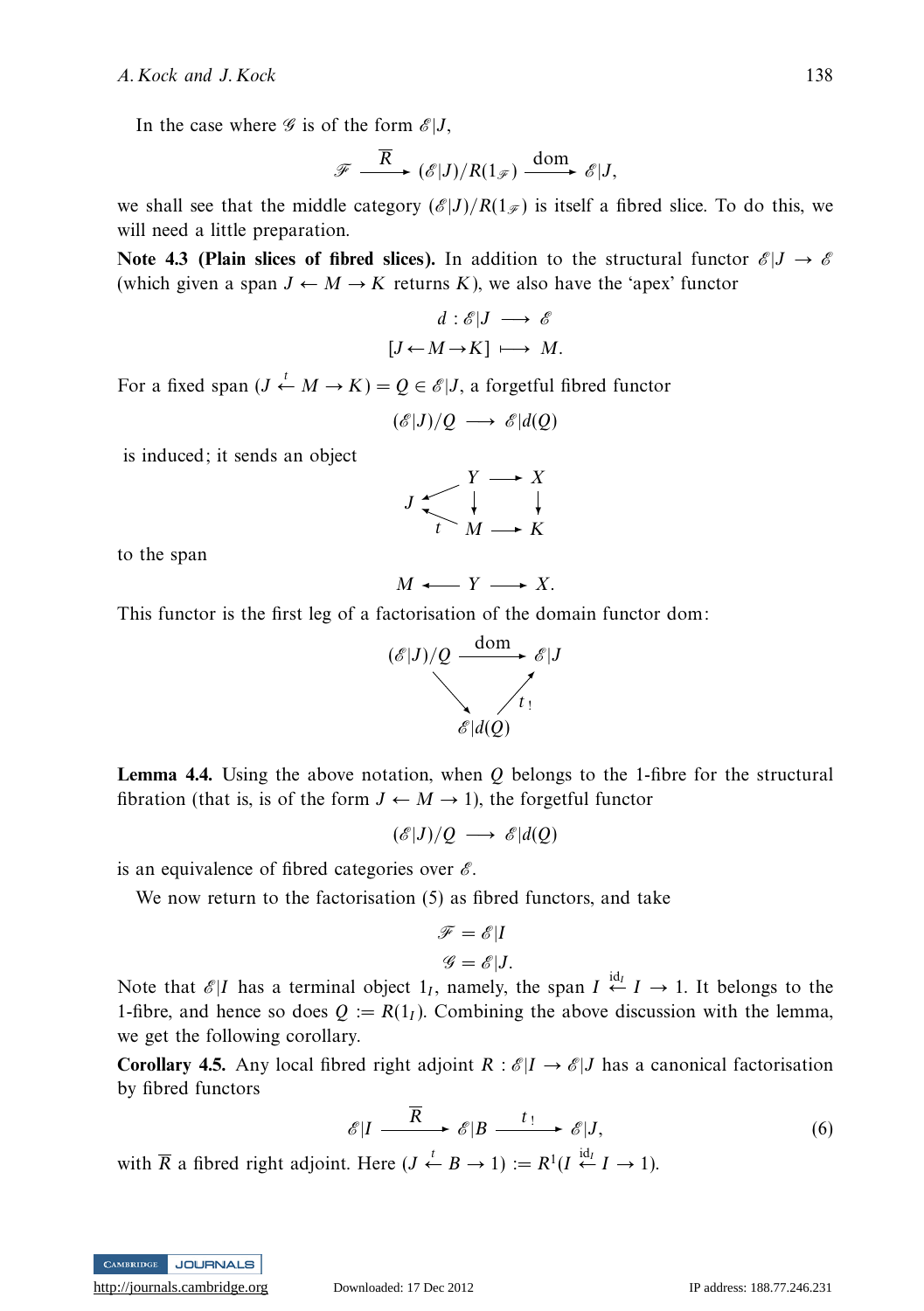In the case where $\mathscr{G}$ is of the form $\mathscr{E}|J$,

$$\mathscr{F} \xrightarrow{\overline{R}} (\mathscr{E}|J)/R(1_{\mathscr{F}}) \xrightarrow{\text{dom}} \mathscr{E}|J,$$

we shall see that the middle category $(\mathscr{E}|J)/R(1_{\mathscr{F}})$ is itself a fibred slice. To do this, we will need a little preparation.

**Note 4.3 (Plain slices of fibred slices).** In addition to the structural functor $\mathscr{E}|J \to \mathscr{E}$ (which given a span $J \leftarrow M \to K$ returns $K$), we also have the 'apex' functor

$$\begin{aligned} d : \mathscr{E}|J &\longrightarrow \mathscr{E} \\ [J \leftarrow M \to K] &\longmapsto M. \end{aligned}$$

For a fixed span $(J \stackrel{t}{\leftarrow} M \to K) = Q \in \mathscr{E}|J$, a forgetful fibred functor

$$(\mathscr{E}|J)/Q \longrightarrow \mathscr{E}|d(Q)$$

is induced; it sends an object

$$\begin{array}{ccccc} & & Y & \longrightarrow & X \\ J & \swarrow & \downarrow & & \downarrow \\ & \underset{t}{\nwarrow} & M & \longrightarrow & K \end{array}$$

to the span

$$M \longleftarrow Y \longrightarrow X.$$

This functor is the first leg of a factorisation of the domain functor dom:

$$\begin{array}{ccc} (\mathscr{E}|J)/Q & \xrightarrow{\text{dom}} & \mathscr{E}|J \\ & \searrow \quad \nearrow_{t_!} & \\ & \mathscr{E}|d(Q) & \end{array}$$

**Lemma 4.4.** Using the above notation, when $Q$ belongs to the 1-fibre for the structural fibration (that is, is of the form $J \leftarrow M \to 1$), the forgetful functor

$$(\mathscr{E}|J)/Q \longrightarrow \mathscr{E}|d(Q)$$

is an equivalence of fibred categories over $\mathscr{E}$.

We now return to the factorisation (5) as fibred functors, and take

$$\begin{aligned} \mathscr{F} &= \mathscr{E}|I \\ \mathscr{G} &= \mathscr{E}|J. \end{aligned}$$

Note that $\mathscr{E}|I$ has a terminal object $1_I$, namely, the span $I \stackrel{\text{id}_I}{\leftarrow} I \to 1$. It belongs to the 1-fibre, and hence so does $Q := R(1_I)$. Combining the above discussion with the lemma, we get the following corollary.

**Corollary 4.5.** Any local fibred right adjoint $R : \mathscr{E}|I \to \mathscr{E}|J$ has a canonical factorisation by fibred functors

$$\mathscr{E}|I \xrightarrow{\overline{R}} \mathscr{E}|B \xrightarrow{t_!} \mathscr{E}|J, \tag{6}$$

with $\overline{R}$ a fibred right adjoint. Here $(J \stackrel{t}{\leftarrow} B \to 1) := R^1(I \stackrel{\text{id}_I}{\leftarrow} I \to 1)$.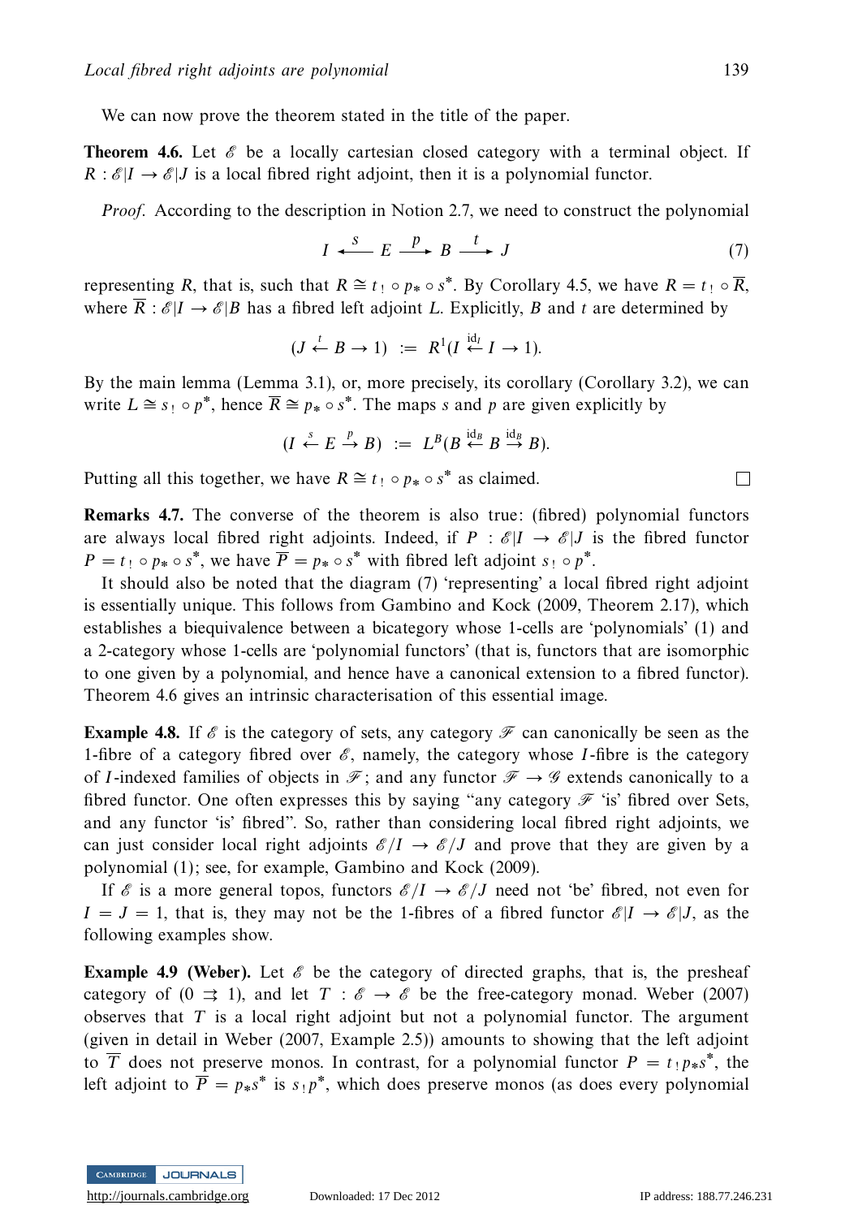We can now prove the theorem stated in the title of the paper.

**Theorem 4.6.** Let $\mathscr{E}$ be a locally cartesian closed category with a terminal object. If $R : \mathscr{E}|I \to \mathscr{E}|J$ is a local fibred right adjoint, then it is a polynomial functor.

*Proof.* According to the description in Notion 2.7, we need to construct the polynomial

$$I \xleftarrow{\;s\;} E \xrightarrow{\;p\;} B \xrightarrow{\;t\;} J \tag{7}$$

representing $R$, that is, such that $R \cong t_! \circ p_* \circ s^*$. By Corollary 4.5, we have $R = t_! \circ \overline{R}$, where $\overline{R} : \mathscr{E}|I \to \mathscr{E}|B$ has a fibred left adjoint $L$. Explicitly, $B$ and $t$ are determined by

$$(J \xleftarrow{t} B \to 1) \;:=\; R^1(I \xleftarrow{\mathrm{id}_I} I \to 1).$$

By the main lemma (Lemma 3.1), or, more precisely, its corollary (Corollary 3.2), we can write $L \cong s_! \circ p^*$, hence $\overline{R} \cong p_* \circ s^*$. The maps $s$ and $p$ are given explicitly by

$$(I \xleftarrow{s} E \xrightarrow{p} B) \;:=\; L^B(B \xleftarrow{\mathrm{id}_B} B \xrightarrow{\mathrm{id}_B} B).$$

Putting all this together, we have $R \cong t_! \circ p_* \circ s^*$ as claimed. □

**Remarks 4.7.** The converse of the theorem is also true: (fibred) polynomial functors are always local fibred right adjoints. Indeed, if $P : \mathscr{E}|I \to \mathscr{E}|J$ is the fibred functor $P = t_! \circ p_* \circ s^*$, we have $\overline{P} = p_* \circ s^*$ with fibred left adjoint $s_! \circ p^*$.

It should also be noted that the diagram (7) 'representing' a local fibred right adjoint is essentially unique. This follows from Gambino and Kock (2009, Theorem 2.17), which establishes a biequivalence between a bicategory whose 1-cells are 'polynomials' (1) and a 2-category whose 1-cells are 'polynomial functors' (that is, functors that are isomorphic to one given by a polynomial, and hence have a canonical extension to a fibred functor). Theorem 4.6 gives an intrinsic characterisation of this essential image.

**Example 4.8.** If $\mathscr{E}$ is the category of sets, any category $\mathscr{F}$ can canonically be seen as the 1-fibre of a category fibred over $\mathscr{E}$, namely, the category whose $I$-fibre is the category of $I$-indexed families of objects in $\mathscr{F}$; and any functor $\mathscr{F} \to \mathscr{G}$ extends canonically to a fibred functor. One often expresses this by saying "any category $\mathscr{F}$ 'is' fibred over Sets, and any functor 'is' fibred". So, rather than considering local fibred right adjoints, we can just consider local right adjoints $\mathscr{E}/I \to \mathscr{E}/J$ and prove that they are given by a polynomial (1); see, for example, Gambino and Kock (2009).

If $\mathscr{E}$ is a more general topos, functors $\mathscr{E}/I \to \mathscr{E}/J$ need not 'be' fibred, not even for $I = J = 1$, that is, they may not be the 1-fibres of a fibred functor $\mathscr{E}|I \to \mathscr{E}|J$, as the following examples show.

**Example 4.9 (Weber).** Let $\mathscr{E}$ be the category of directed graphs, that is, the presheaf category of $(0 \rightrightarrows 1)$, and let $T : \mathscr{E} \to \mathscr{E}$ be the free-category monad. Weber (2007) observes that $T$ is a local right adjoint but not a polynomial functor. The argument (given in detail in Weber (2007, Example 2.5)) amounts to showing that the left adjoint to $\overline{T}$ does not preserve monos. In contrast, for a polynomial functor $P = t_! p_* s^*$, the left adjoint to $\overline{P} = p_* s^*$ is $s_! p^*$, which does preserve monos (as does every polynomial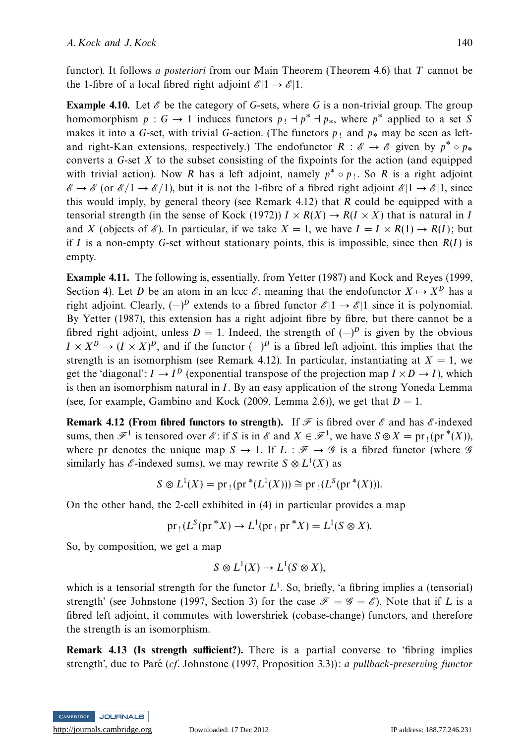functor). It follows *a posteriori* from our Main Theorem (Theorem 4.6) that $T$ cannot be the 1-fibre of a local fibred right adjoint $\mathscr{E}|1 \to \mathscr{E}|1$.

**Example 4.10.** Let $\mathscr{E}$ be the category of $G$-sets, where $G$ is a non-trivial group. The group homomorphism $p : G \to 1$ induces functors $p_! \dashv p^* \dashv p_*$, where $p^*$ applied to a set $S$ makes it into a $G$-set, with trivial $G$-action. (The functors $p_!$ and $p_*$ may be seen as left- and right-Kan extensions, respectively.) The endofunctor $R : \mathscr{E} \to \mathscr{E}$ given by $p^* \circ p_*$ converts a $G$-set $X$ to the subset consisting of the fixpoints for the action (and equipped with trivial action). Now $R$ has a left adjoint, namely $p^* \circ p_!$. So $R$ is a right adjoint $\mathscr{E} \to \mathscr{E}$ (or $\mathscr{E}/1 \to \mathscr{E}/1$), but it is not the 1-fibre of a fibred right adjoint $\mathscr{E}|1 \to \mathscr{E}|1$, since this would imply, by general theory (see Remark 4.12) that $R$ could be equipped with a tensorial strength (in the sense of Kock (1972)) $I \times R(X) \to R(I \times X)$ that is natural in $I$ and $X$ (objects of $\mathscr{E}$). In particular, if we take $X = 1$, we have $I = I \times R(1) \to R(I)$; but if $I$ is a non-empty $G$-set without stationary points, this is impossible, since then $R(I)$ is empty.

**Example 4.11.** The following is, essentially, from Yetter (1987) and Kock and Reyes (1999, Section 4). Let $D$ be an atom in an lccc $\mathscr{E}$, meaning that the endofunctor $X \mapsto X^D$ has a right adjoint. Clearly, $(-)^D$ extends to a fibred functor $\mathscr{E}|1 \to \mathscr{E}|1$ since it is polynomial. By Yetter (1987), this extension has a right adjoint fibre by fibre, but there cannot be a fibred right adjoint, unless $D = 1$. Indeed, the strength of $(-)^D$ is given by the obvious $I \times X^D \to (I \times X)^D$, and if the functor $(-)^D$ is a fibred left adjoint, this implies that the strength is an isomorphism (see Remark 4.12). In particular, instantiating at $X = 1$, we get the 'diagonal': $I \to I^D$ (exponential transpose of the projection map $I \times D \to I$), which is then an isomorphism natural in $I$. By an easy application of the strong Yoneda Lemma (see, for example, Gambino and Kock (2009, Lemma 2.6)), we get that $D = 1$.

**Remark 4.12 (From fibred functors to strength).** If $\mathscr{F}$ is fibred over $\mathscr{E}$ and has $\mathscr{E}$-indexed sums, then $\mathscr{F}^1$ is tensored over $\mathscr{E}$: if $S$ is in $\mathscr{E}$ and $X \in \mathscr{F}^1$, we have $S \otimes X = \mathrm{pr}_!(\mathrm{pr}^*(X))$, where pr denotes the unique map $S \to 1$. If $L : \mathscr{F} \to \mathscr{G}$ is a fibred functor (where $\mathscr{G}$ similarly has $\mathscr{E}$-indexed sums), we may rewrite $S \otimes L^1(X)$ as

$$S \otimes L^1(X) = \mathrm{pr}_!(\mathrm{pr}^*(L^1(X))) \cong \mathrm{pr}_!(L^S(\mathrm{pr}^*(X))).$$

On the other hand, the 2-cell exhibited in (4) in particular provides a map

$$\mathrm{pr}_!(L^S(\mathrm{pr}^* X) \to L^1(\mathrm{pr}_!\, \mathrm{pr}^* X) = L^1(S \otimes X).$$

So, by composition, we get a map

$$S \otimes L^1(X) \to L^1(S \otimes X),$$

which is a tensorial strength for the functor $L^1$. So, briefly, 'a fibring implies a (tensorial) strength' (see Johnstone (1997, Section 3) for the case $\mathscr{F} = \mathscr{G} = \mathscr{E}$). Note that if $L$ is a fibred left adjoint, it commutes with lowershriek (cobase-change) functors, and therefore the strength is an isomorphism.

**Remark 4.13 (Is strength sufficient?).** There is a partial converse to 'fibring implies strength', due to Paré (*cf.* Johnstone (1997, Proposition 3.3)): *a pullback-preserving functor*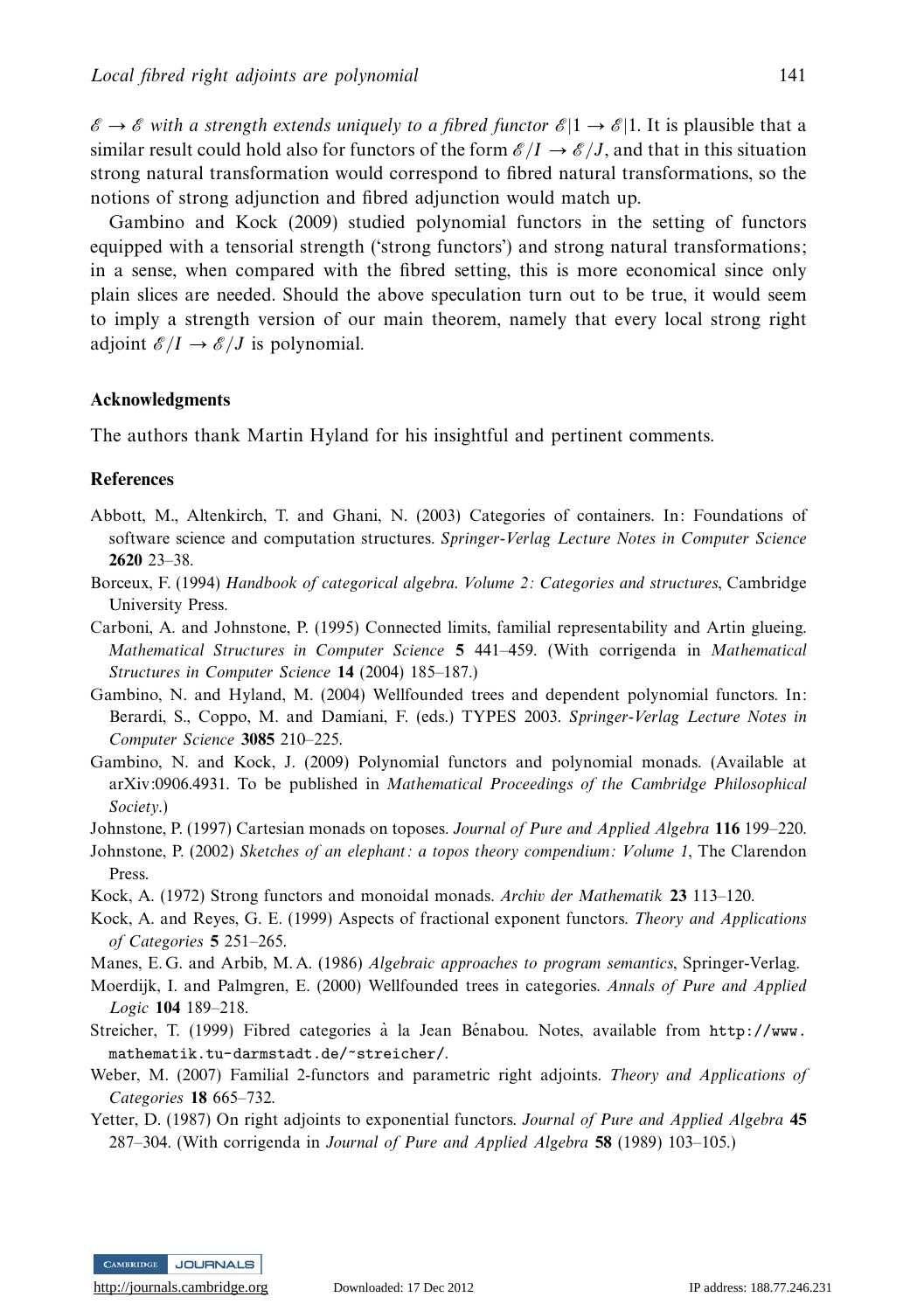$\mathscr{E} \to \mathscr{E}$ *with a strength extends uniquely to a fibred functor* $\mathscr{E}|1 \to \mathscr{E}|1$. It is plausible that a similar result could hold also for functors of the form $\mathscr{E}/I \to \mathscr{E}/J$, and that in this situation strong natural transformation would correspond to fibred natural transformations, so the notions of strong adjunction and fibred adjunction would match up.

Gambino and Kock (2009) studied polynomial functors in the setting of functors equipped with a tensorial strength ('strong functors') and strong natural transformations; in a sense, when compared with the fibred setting, this is more economical since only plain slices are needed. Should the above speculation turn out to be true, it would seem to imply a strength version of our main theorem, namely that every local strong right adjoint $\mathscr{E}/I \to \mathscr{E}/J$ is polynomial.

## Acknowledgments

The authors thank Martin Hyland for his insightful and pertinent comments.

## References

Abbott, M., Altenkirch, T. and Ghani, N. (2003) Categories of containers. In: Foundations of software science and computation structures. *Springer-Verlag Lecture Notes in Computer Science* **2620** 23–38.

Borceux, F. (1994) *Handbook of categorical algebra. Volume 2: Categories and structures*, Cambridge University Press.

Carboni, A. and Johnstone, P. (1995) Connected limits, familial representability and Artin glueing. *Mathematical Structures in Computer Science* **5** 441–459. (With corrigenda in *Mathematical Structures in Computer Science* **14** (2004) 185–187.)

Gambino, N. and Hyland, M. (2004) Wellfounded trees and dependent polynomial functors. In: Berardi, S., Coppo, M. and Damiani, F. (eds.) TYPES 2003. *Springer-Verlag Lecture Notes in Computer Science* **3085** 210–225.

Gambino, N. and Kock, J. (2009) Polynomial functors and polynomial monads. (Available at arXiv:0906.4931. To be published in *Mathematical Proceedings of the Cambridge Philosophical Society*.)

Johnstone, P. (1997) Cartesian monads on toposes. *Journal of Pure and Applied Algebra* **116** 199–220.

Johnstone, P. (2002) *Sketches of an elephant: a topos theory compendium: Volume 1*, The Clarendon Press.

Kock, A. (1972) Strong functors and monoidal monads. *Archiv der Mathematik* **23** 113–120.

Kock, A. and Reyes, G. E. (1999) Aspects of fractional exponent functors. *Theory and Applications of Categories* **5** 251–265.

Manes, E. G. and Arbib, M. A. (1986) *Algebraic approaches to program semantics*, Springer-Verlag.

Moerdijk, I. and Palmgren, E. (2000) Wellfounded trees in categories. *Annals of Pure and Applied Logic* **104** 189–218.

Streicher, T. (1999) Fibred categories à la Jean Bénabou. Notes, available from http://www.mathematik.tu-darmstadt.de/~streicher/.

Weber, M. (2007) Familial 2-functors and parametric right adjoints. *Theory and Applications of Categories* **18** 665–732.

Yetter, D. (1987) On right adjoints to exponential functors. *Journal of Pure and Applied Algebra* **45** 287–304. (With corrigenda in *Journal of Pure and Applied Algebra* **58** (1989) 103–105.)